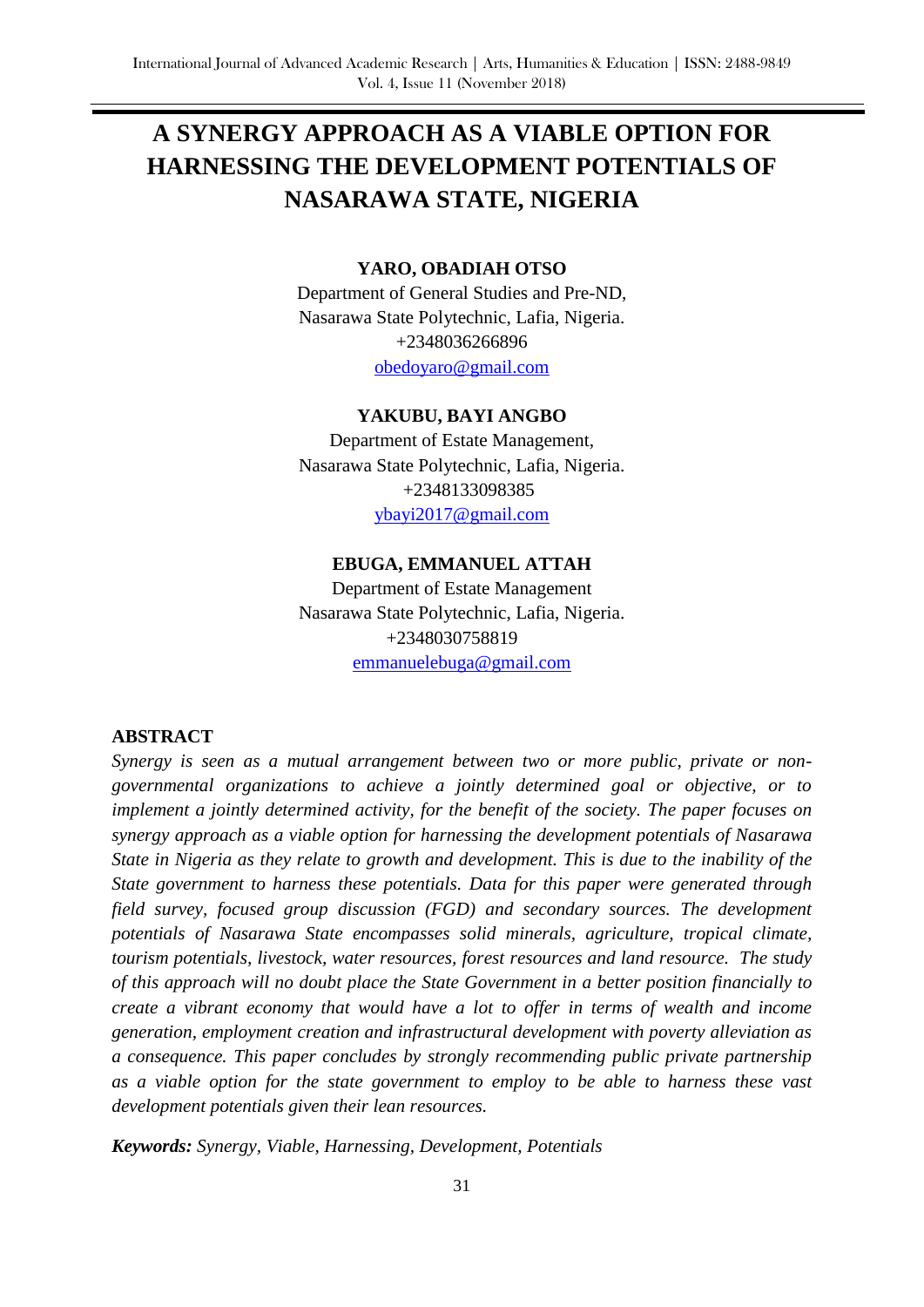# A SYNERGY APPROACH AS A VIABLE OPTION FOR HARNESSING THE DEVELOPMENT POTENTIALS OF NASARAWA STATE, NIGERIA

**YARO, OBADIAH OTSO**
Department of General Studies and Pre-ND,
Nasarawa State Polytechnic, Lafia, Nigeria.
+2348036266896
obedoyaro@gmail.com

**YAKUBU, BAYI ANGBO**
Department of Estate Management,
Nasarawa State Polytechnic, Lafia, Nigeria.
+2348133098385
ybayi2017@gmail.com

**EBUGA, EMMANUEL ATTAH**
Department of Estate Management
Nasarawa State Polytechnic, Lafia, Nigeria.
+2348030758819
emmanuelebuga@gmail.com

## ABSTRACT

*Synergy is seen as a mutual arrangement between two or more public, private or non-governmental organizations to achieve a jointly determined goal or objective, or to implement a jointly determined activity, for the benefit of the society. The paper focuses on synergy approach as a viable option for harnessing the development potentials of Nasarawa State in Nigeria as they relate to growth and development. This is due to the inability of the State government to harness these potentials. Data for this paper were generated through field survey, focused group discussion (FGD) and secondary sources. The development potentials of Nasarawa State encompasses solid minerals, agriculture, tropical climate, tourism potentials, livestock, water resources, forest resources and land resource. The study of this approach will no doubt place the State Government in a better position financially to create a vibrant economy that would have a lot to offer in terms of wealth and income generation, employment creation and infrastructural development with poverty alleviation as a consequence. This paper concludes by strongly recommending public private partnership as a viable option for the state government to employ to be able to harness these vast development potentials given their lean resources.*

***Keywords:*** *Synergy, Viable, Harnessing, Development, Potentials*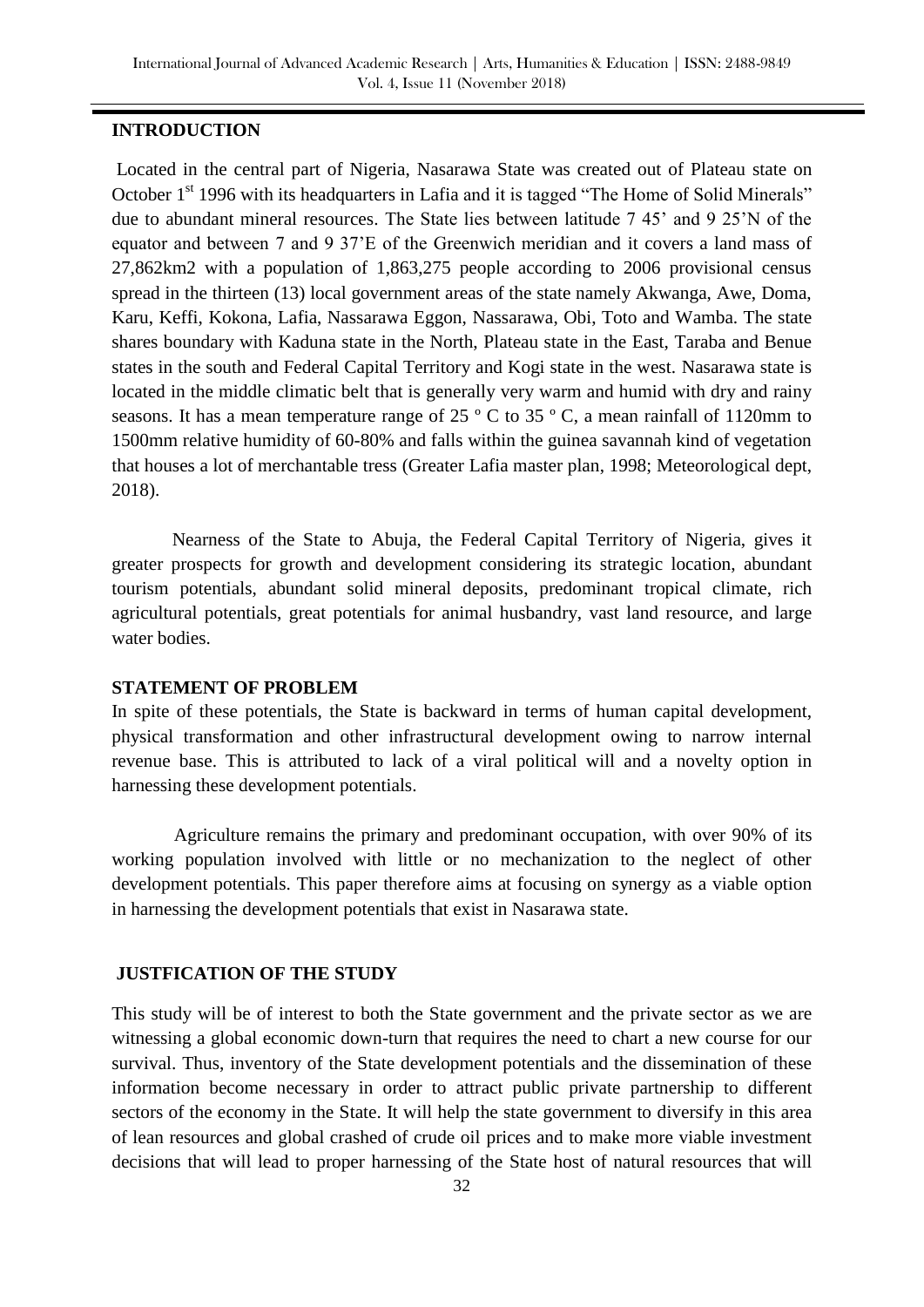## INTRODUCTION

Located in the central part of Nigeria, Nasarawa State was created out of Plateau state on October 1st 1996 with its headquarters in Lafia and it is tagged "The Home of Solid Minerals" due to abundant mineral resources. The State lies between latitude 7 45' and 9 25'N of the equator and between 7 and 9 37'E of the Greenwich meridian and it covers a land mass of 27,862km2 with a population of 1,863,275 people according to 2006 provisional census spread in the thirteen (13) local government areas of the state namely Akwanga, Awe, Doma, Karu, Keffi, Kokona, Lafia, Nassarawa Eggon, Nassarawa, Obi, Toto and Wamba. The state shares boundary with Kaduna state in the North, Plateau state in the East, Taraba and Benue states in the south and Federal Capital Territory and Kogi state in the west. Nasarawa state is located in the middle climatic belt that is generally very warm and humid with dry and rainy seasons. It has a mean temperature range of 25 º C to 35 º C, a mean rainfall of 1120mm to 1500mm relative humidity of 60-80% and falls within the guinea savannah kind of vegetation that houses a lot of merchantable tress (Greater Lafia master plan, 1998; Meteorological dept, 2018).

Nearness of the State to Abuja, the Federal Capital Territory of Nigeria, gives it greater prospects for growth and development considering its strategic location, abundant tourism potentials, abundant solid mineral deposits, predominant tropical climate, rich agricultural potentials, great potentials for animal husbandry, vast land resource, and large water bodies.

## STATEMENT OF PROBLEM

In spite of these potentials, the State is backward in terms of human capital development, physical transformation and other infrastructural development owing to narrow internal revenue base. This is attributed to lack of a viral political will and a novelty option in harnessing these development potentials.

Agriculture remains the primary and predominant occupation, with over 90% of its working population involved with little or no mechanization to the neglect of other development potentials. This paper therefore aims at focusing on synergy as a viable option in harnessing the development potentials that exist in Nasarawa state.

## JUSTFICATION OF THE STUDY

This study will be of interest to both the State government and the private sector as we are witnessing a global economic down-turn that requires the need to chart a new course for our survival. Thus, inventory of the State development potentials and the dissemination of these information become necessary in order to attract public private partnership to different sectors of the economy in the State. It will help the state government to diversify in this area of lean resources and global crashed of crude oil prices and to make more viable investment decisions that will lead to proper harnessing of the State host of natural resources that will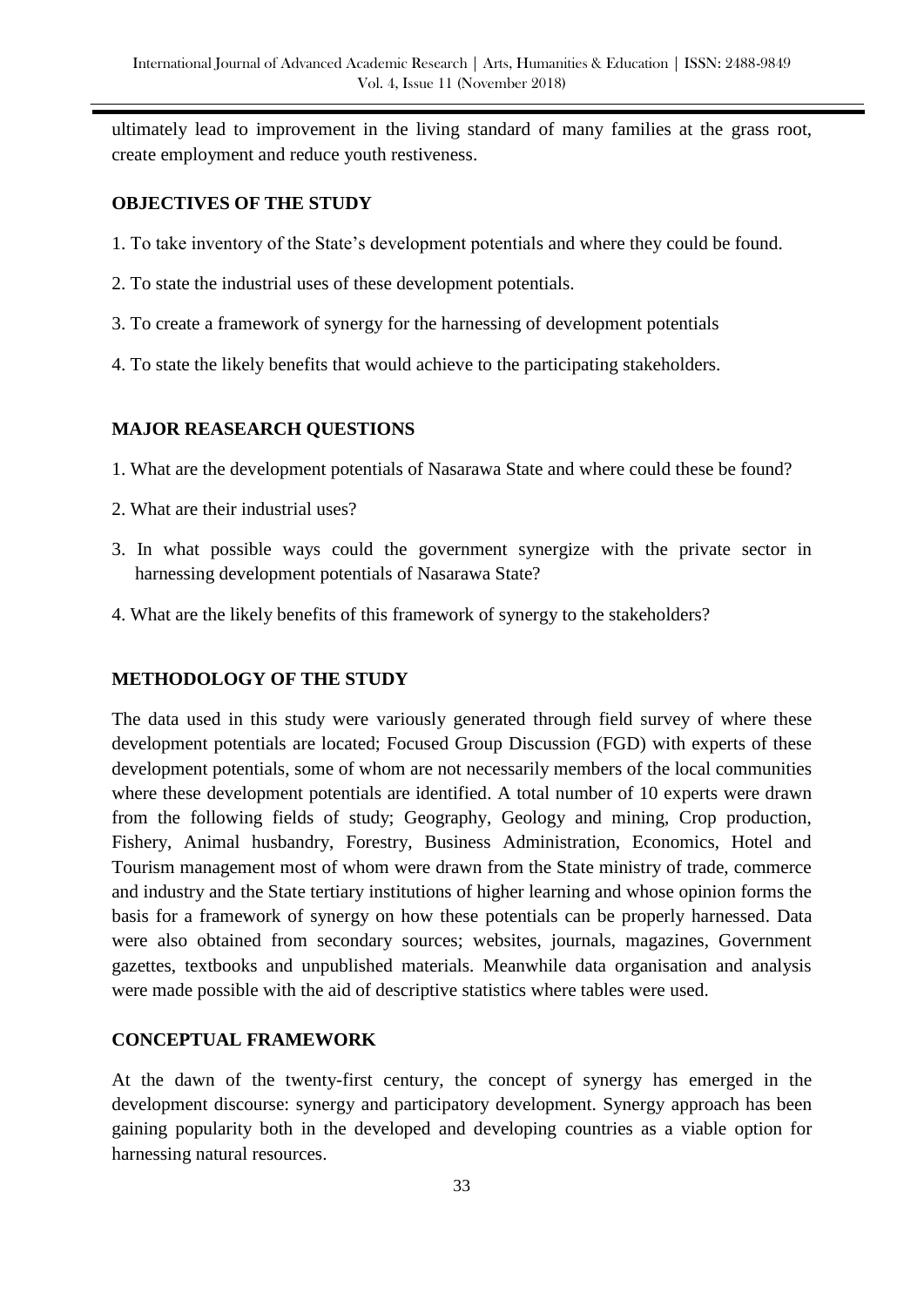ultimately lead to improvement in the living standard of many families at the grass root, create employment and reduce youth restiveness.

## OBJECTIVES OF THE STUDY

1. To take inventory of the State's development potentials and where they could be found.
2. To state the industrial uses of these development potentials.
3. To create a framework of synergy for the harnessing of development potentials
4. To state the likely benefits that would achieve to the participating stakeholders.

## MAJOR REASEARCH QUESTIONS

1. What are the development potentials of Nasarawa State and where could these be found?
2. What are their industrial uses?
3. In what possible ways could the government synergize with the private sector in harnessing development potentials of Nasarawa State?
4. What are the likely benefits of this framework of synergy to the stakeholders?

## METHODOLOGY OF THE STUDY

The data used in this study were variously generated through field survey of where these development potentials are located; Focused Group Discussion (FGD) with experts of these development potentials, some of whom are not necessarily members of the local communities where these development potentials are identified. A total number of 10 experts were drawn from the following fields of study; Geography, Geology and mining, Crop production, Fishery, Animal husbandry, Forestry, Business Administration, Economics, Hotel and Tourism management most of whom were drawn from the State ministry of trade, commerce and industry and the State tertiary institutions of higher learning and whose opinion forms the basis for a framework of synergy on how these potentials can be properly harnessed. Data were also obtained from secondary sources; websites, journals, magazines, Government gazettes, textbooks and unpublished materials. Meanwhile data organisation and analysis were made possible with the aid of descriptive statistics where tables were used.

## CONCEPTUAL FRAMEWORK

At the dawn of the twenty-first century, the concept of synergy has emerged in the development discourse: synergy and participatory development. Synergy approach has been gaining popularity both in the developed and developing countries as a viable option for harnessing natural resources.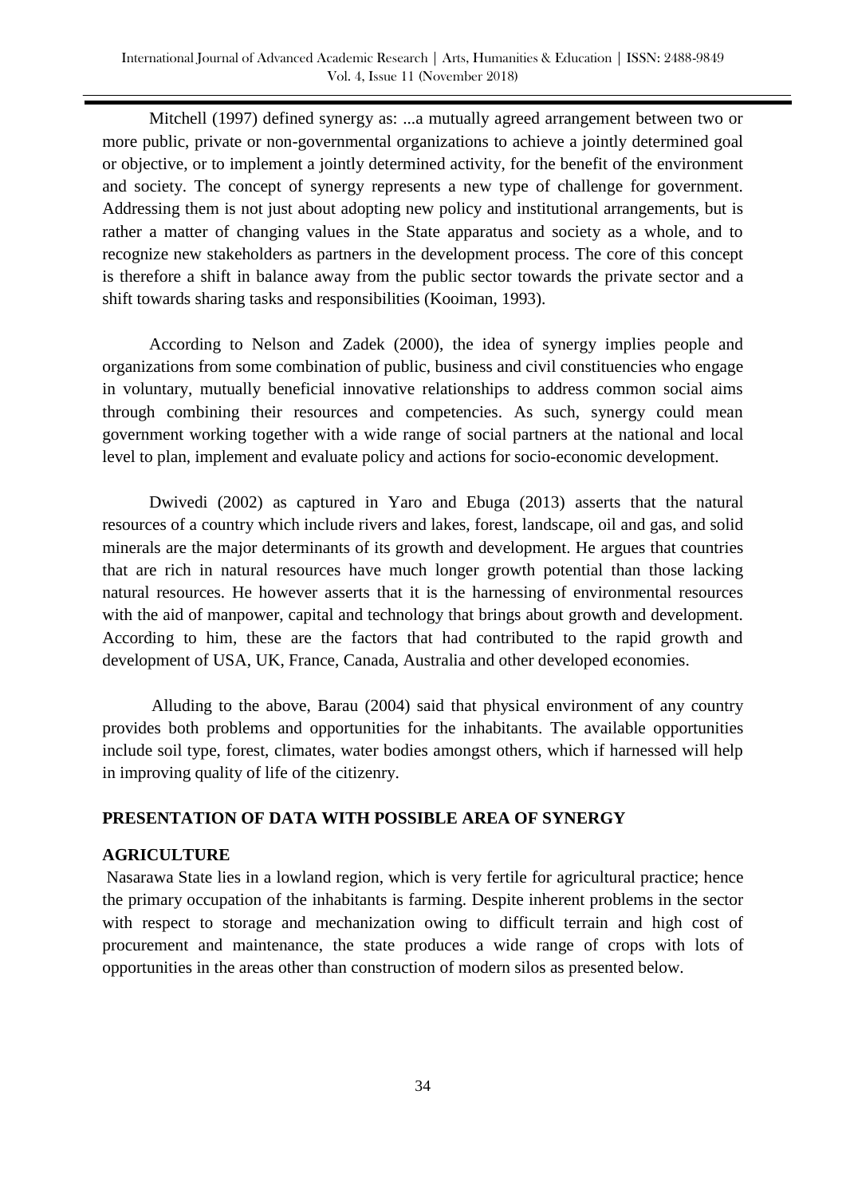Mitchell (1997) defined synergy as: ...a mutually agreed arrangement between two or more public, private or non-governmental organizations to achieve a jointly determined goal or objective, or to implement a jointly determined activity, for the benefit of the environment and society. The concept of synergy represents a new type of challenge for government. Addressing them is not just about adopting new policy and institutional arrangements, but is rather a matter of changing values in the State apparatus and society as a whole, and to recognize new stakeholders as partners in the development process. The core of this concept is therefore a shift in balance away from the public sector towards the private sector and a shift towards sharing tasks and responsibilities (Kooiman, 1993).

According to Nelson and Zadek (2000), the idea of synergy implies people and organizations from some combination of public, business and civil constituencies who engage in voluntary, mutually beneficial innovative relationships to address common social aims through combining their resources and competencies. As such, synergy could mean government working together with a wide range of social partners at the national and local level to plan, implement and evaluate policy and actions for socio-economic development.

Dwivedi (2002) as captured in Yaro and Ebuga (2013) asserts that the natural resources of a country which include rivers and lakes, forest, landscape, oil and gas, and solid minerals are the major determinants of its growth and development. He argues that countries that are rich in natural resources have much longer growth potential than those lacking natural resources. He however asserts that it is the harnessing of environmental resources with the aid of manpower, capital and technology that brings about growth and development. According to him, these are the factors that had contributed to the rapid growth and development of USA, UK, France, Canada, Australia and other developed economies.

Alluding to the above, Barau (2004) said that physical environment of any country provides both problems and opportunities for the inhabitants. The available opportunities include soil type, forest, climates, water bodies amongst others, which if harnessed will help in improving quality of life of the citizenry.

## PRESENTATION OF DATA WITH POSSIBLE AREA OF SYNERGY

### AGRICULTURE

Nasarawa State lies in a lowland region, which is very fertile for agricultural practice; hence the primary occupation of the inhabitants is farming. Despite inherent problems in the sector with respect to storage and mechanization owing to difficult terrain and high cost of procurement and maintenance, the state produces a wide range of crops with lots of opportunities in the areas other than construction of modern silos as presented below.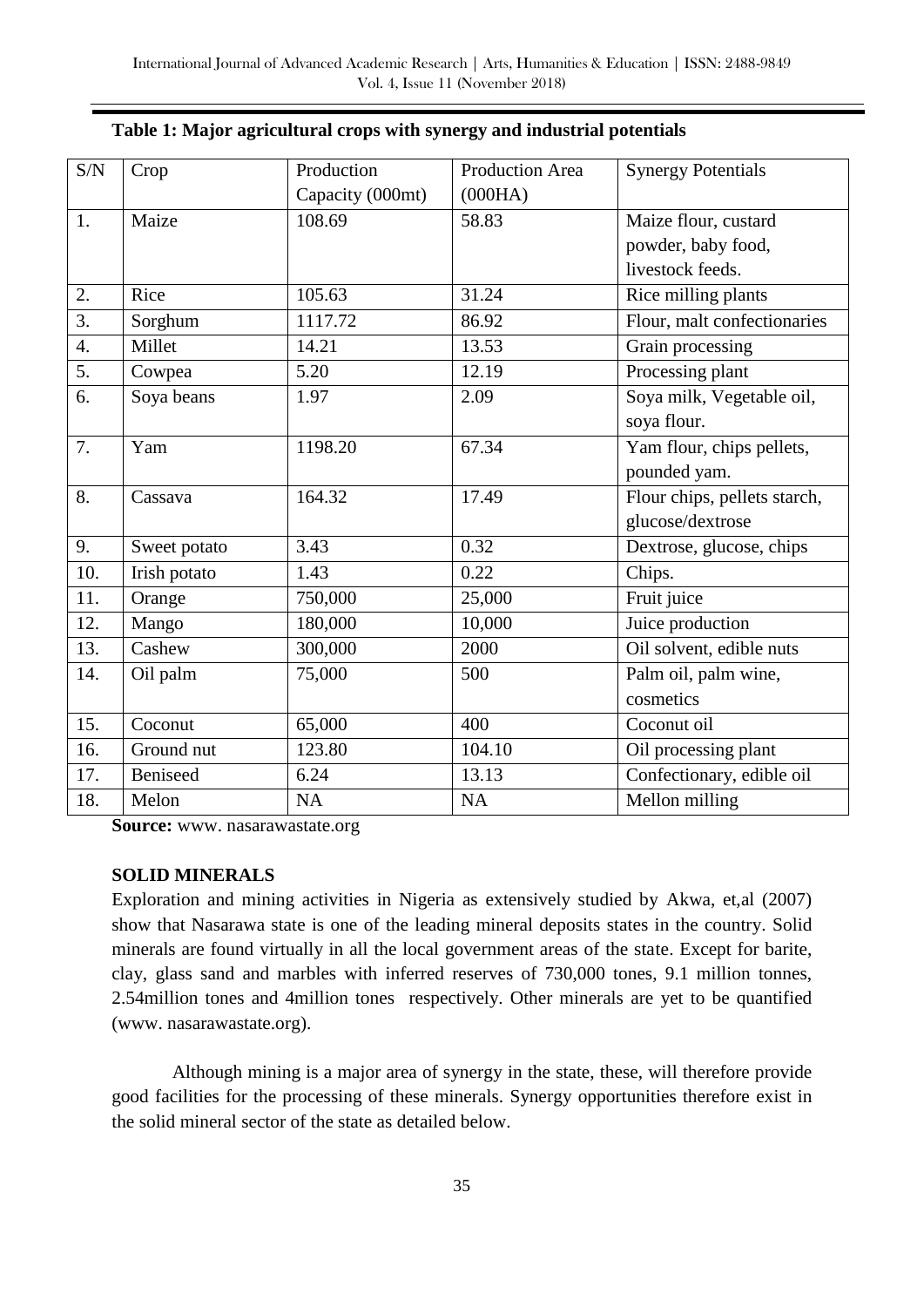**Table 1: Major agricultural crops with synergy and industrial potentials**

| S/N | Crop | Production Capacity (000mt) | Production Area (000HA) | Synergy Potentials |
|---|---|---|---|---|
| 1. | Maize | 108.69 | 58.83 | Maize flour, custard powder, baby food, livestock feeds. |
| 2. | Rice | 105.63 | 31.24 | Rice milling plants |
| 3. | Sorghum | 1117.72 | 86.92 | Flour, malt confectionaries |
| 4. | Millet | 14.21 | 13.53 | Grain processing |
| 5. | Cowpea | 5.20 | 12.19 | Processing plant |
| 6. | Soya beans | 1.97 | 2.09 | Soya milk, Vegetable oil, soya flour. |
| 7. | Yam | 1198.20 | 67.34 | Yam flour, chips pellets, pounded yam. |
| 8. | Cassava | 164.32 | 17.49 | Flour chips, pellets starch, glucose/dextrose |
| 9. | Sweet potato | 3.43 | 0.32 | Dextrose, glucose, chips |
| 10. | Irish potato | 1.43 | 0.22 | Chips. |
| 11. | Orange | 750,000 | 25,000 | Fruit juice |
| 12. | Mango | 180,000 | 10,000 | Juice production |
| 13. | Cashew | 300,000 | 2000 | Oil solvent, edible nuts |
| 14. | Oil palm | 75,000 | 500 | Palm oil, palm wine, cosmetics |
| 15. | Coconut | 65,000 | 400 | Coconut oil |
| 16. | Ground nut | 123.80 | 104.10 | Oil processing plant |
| 17. | Beniseed | 6.24 | 13.13 | Confectionary, edible oil |
| 18. | Melon | NA | NA | Mellon milling |

**Source:** www. nasarawastate.org

**SOLID MINERALS**

Exploration and mining activities in Nigeria as extensively studied by Akwa, et,al (2007) show that Nasarawa state is one of the leading mineral deposits states in the country. Solid minerals are found virtually in all the local government areas of the state. Except for barite, clay, glass sand and marbles with inferred reserves of 730,000 tones, 9.1 million tonnes, 2.54million tones and 4million tones respectively. Other minerals are yet to be quantified (www. nasarawastate.org).

Although mining is a major area of synergy in the state, these, will therefore provide good facilities for the processing of these minerals. Synergy opportunities therefore exist in the solid mineral sector of the state as detailed below.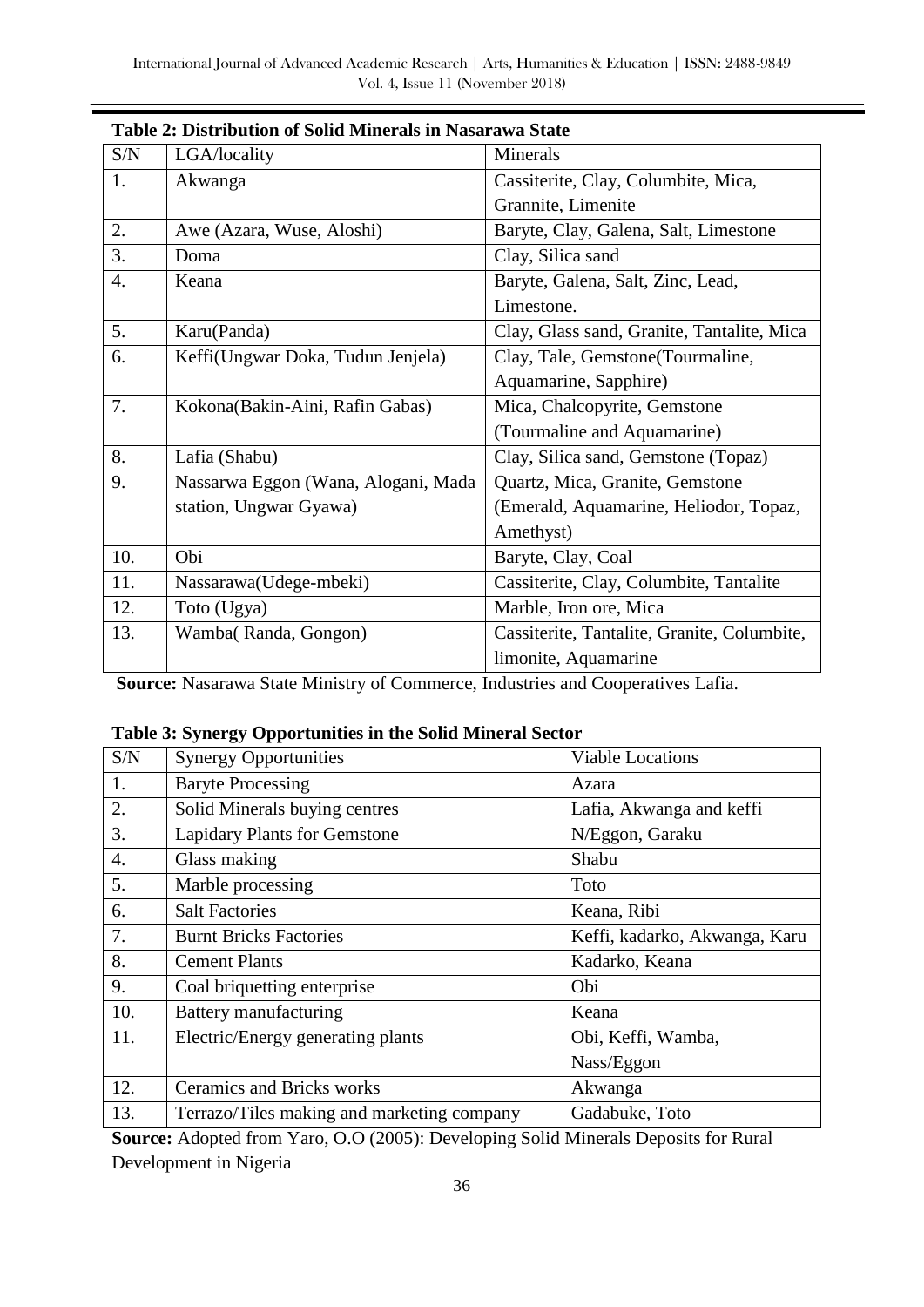**Table 2: Distribution of Solid Minerals in Nasarawa State**

| S/N | LGA/locality | Minerals |
|---|---|---|
| 1. | Akwanga | Cassiterite, Clay, Columbite, Mica, Grannite, Limenite |
| 2. | Awe (Azara, Wuse, Aloshi) | Baryte, Clay, Galena, Salt, Limestone |
| 3. | Doma | Clay, Silica sand |
| 4. | Keana | Baryte, Galena, Salt, Zinc, Lead, Limestone. |
| 5. | Karu(Panda) | Clay, Glass sand, Granite, Tantalite, Mica |
| 6. | Keffi(Ungwar Doka, Tudun Jenjela) | Clay, Tale, Gemstone(Tourmaline, Aquamarine, Sapphire) |
| 7. | Kokona(Bakin-Aini, Rafin Gabas) | Mica, Chalcopyrite, Gemstone (Tourmaline and Aquamarine) |
| 8. | Lafia (Shabu) | Clay, Silica sand, Gemstone (Topaz) |
| 9. | Nassarwa Eggon (Wana, Alogani, Mada station, Ungwar Gyawa) | Quartz, Mica, Granite, Gemstone (Emerald, Aquamarine, Heliodor, Topaz, Amethyst) |
| 10. | Obi | Baryte, Clay, Coal |
| 11. | Nassarawa(Udege-mbeki) | Cassiterite, Clay, Columbite, Tantalite |
| 12. | Toto (Ugya) | Marble, Iron ore, Mica |
| 13. | Wamba( Randa, Gongon) | Cassiterite, Tantalite, Granite, Columbite, limonite, Aquamarine |

**Source:** Nasarawa State Ministry of Commerce, Industries and Cooperatives Lafia.

**Table 3: Synergy Opportunities in the Solid Mineral Sector**

| S/N | Synergy Opportunities | Viable Locations |
|---|---|---|
| 1. | Baryte Processing | Azara |
| 2. | Solid Minerals buying centres | Lafia, Akwanga and keffi |
| 3. | Lapidary Plants for Gemstone | N/Eggon, Garaku |
| 4. | Glass making | Shabu |
| 5. | Marble processing | Toto |
| 6. | Salt Factories | Keana, Ribi |
| 7. | Burnt Bricks Factories | Keffi, kadarko, Akwanga, Karu |
| 8. | Cement Plants | Kadarko, Keana |
| 9. | Coal briquetting enterprise | Obi |
| 10. | Battery manufacturing | Keana |
| 11. | Electric/Energy generating plants | Obi, Keffi, Wamba, Nass/Eggon |
| 12. | Ceramics and Bricks works | Akwanga |
| 13. | Terrazo/Tiles making and marketing company | Gadabuke, Toto |

**Source:** Adopted from Yaro, O.O (2005): Developing Solid Minerals Deposits for Rural Development in Nigeria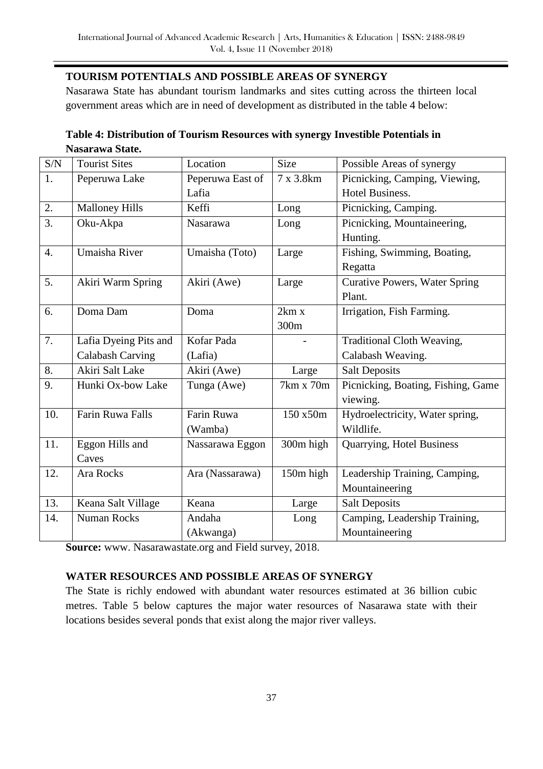## TOURISM POTENTIALS AND POSSIBLE AREAS OF SYNERGY

Nasarawa State has abundant tourism landmarks and sites cutting across the thirteen local government areas which are in need of development as distributed in the table 4 below:

**Table 4: Distribution of Tourism Resources with synergy Investible Potentials in Nasarawa State.**

| S/N | Tourist Sites | Location | Size | Possible Areas of synergy |
|---|---|---|---|---|
| 1. | Peperuwa Lake | Peperuwa East of Lafia | 7 x 3.8km | Picnicking, Camping, Viewing, Hotel Business. |
| 2. | Malloney Hills | Keffi | Long | Picnicking, Camping. |
| 3. | Oku-Akpa | Nasarawa | Long | Picnicking, Mountaineering, Hunting. |
| 4. | Umaisha River | Umaisha (Toto) | Large | Fishing, Swimming, Boating, Regatta |
| 5. | Akiri Warm Spring | Akiri (Awe) | Large | Curative Powers, Water Spring Plant. |
| 6. | Doma Dam | Doma | 2km x 300m | Irrigation, Fish Farming. |
| 7. | Lafia Dyeing Pits and Calabash Carving | Kofar Pada (Lafia) | - | Traditional Cloth Weaving, Calabash Weaving. |
| 8. | Akiri Salt Lake | Akiri (Awe) | Large | Salt Deposits |
| 9. | Hunki Ox-bow Lake | Tunga (Awe) | 7km x 70m | Picnicking, Boating, Fishing, Game viewing. |
| 10. | Farin Ruwa Falls | Farin Ruwa (Wamba) | 150 x50m | Hydroelectricity, Water spring, Wildlife. |
| 11. | Eggon Hills and Caves | Nassarawa Eggon | 300m high | Quarrying, Hotel Business |
| 12. | Ara Rocks | Ara (Nassarawa) | 150m high | Leadership Training, Camping, Mountaineering |
| 13. | Keana Salt Village | Keana | Large | Salt Deposits |
| 14. | Numan Rocks | Andaha (Akwanga) | Long | Camping, Leadership Training, Mountaineering |

**Source:** www. Nasarawastate.org and Field survey, 2018.

## WATER RESOURCES AND POSSIBLE AREAS OF SYNERGY

The State is richly endowed with abundant water resources estimated at 36 billion cubic metres. Table 5 below captures the major water resources of Nasarawa state with their locations besides several ponds that exist along the major river valleys.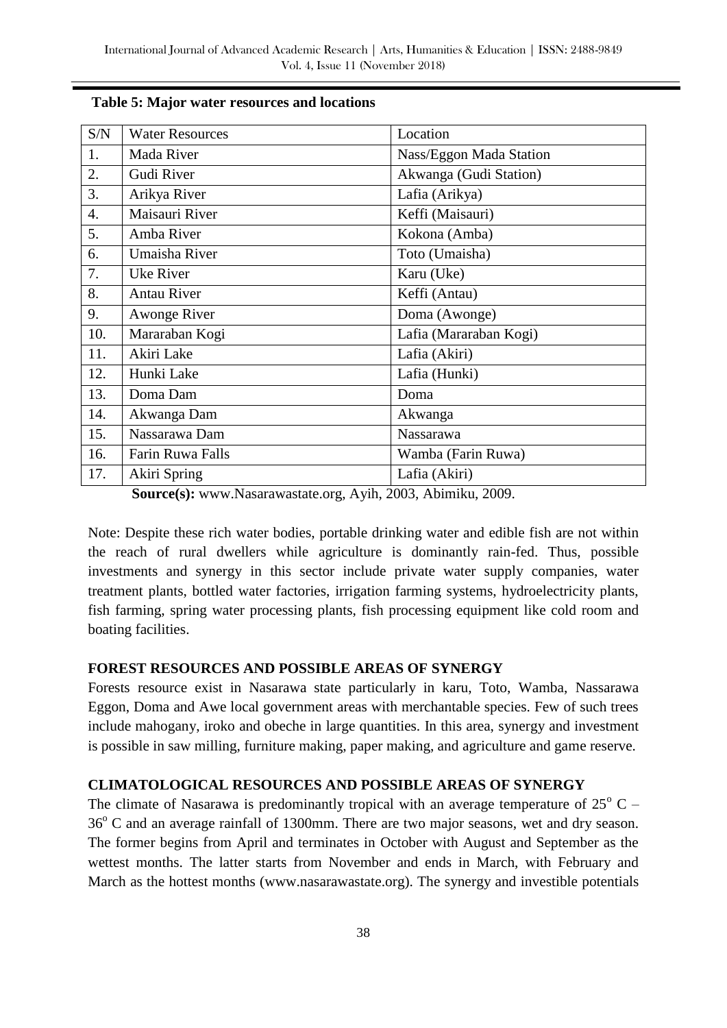**Table 5: Major water resources and locations**

| S/N | Water Resources | Location |
|---|---|---|
| 1. | Mada River | Nass/Eggon Mada Station |
| 2. | Gudi River | Akwanga (Gudi Station) |
| 3. | Arikya River | Lafia (Arikya) |
| 4. | Maisauri River | Keffi (Maisauri) |
| 5. | Amba River | Kokona (Amba) |
| 6. | Umaisha River | Toto (Umaisha) |
| 7. | Uke River | Karu (Uke) |
| 8. | Antau River | Keffi (Antau) |
| 9. | Awonge River | Doma (Awonge) |
| 10. | Mararaban Kogi | Lafia (Mararaban Kogi) |
| 11. | Akiri Lake | Lafia (Akiri) |
| 12. | Hunki Lake | Lafia (Hunki) |
| 13. | Doma Dam | Doma |
| 14. | Akwanga Dam | Akwanga |
| 15. | Nassarawa Dam | Nassarawa |
| 16. | Farin Ruwa Falls | Wamba (Farin Ruwa) |
| 17. | Akiri Spring | Lafia (Akiri) |

**Source(s):** www.Nasarawastate.org, Ayih, 2003, Abimiku, 2009.

Note: Despite these rich water bodies, portable drinking water and edible fish are not within the reach of rural dwellers while agriculture is dominantly rain-fed. Thus, possible investments and synergy in this sector include private water supply companies, water treatment plants, bottled water factories, irrigation farming systems, hydroelectricity plants, fish farming, spring water processing plants, fish processing equipment like cold room and boating facilities.

## FOREST RESOURCES AND POSSIBLE AREAS OF SYNERGY

Forests resource exist in Nasarawa state particularly in karu, Toto, Wamba, Nassarawa Eggon, Doma and Awe local government areas with merchantable species. Few of such trees include mahogany, iroko and obeche in large quantities. In this area, synergy and investment is possible in saw milling, furniture making, paper making, and agriculture and game reserve.

## CLIMATOLOGICAL RESOURCES AND POSSIBLE AREAS OF SYNERGY

The climate of Nasarawa is predominantly tropical with an average temperature of $25^{o}$ C – $36^{o}$ C and an average rainfall of 1300mm. There are two major seasons, wet and dry season. The former begins from April and terminates in October with August and September as the wettest months. The latter starts from November and ends in March, with February and March as the hottest months (www.nasarawastate.org). The synergy and investible potentials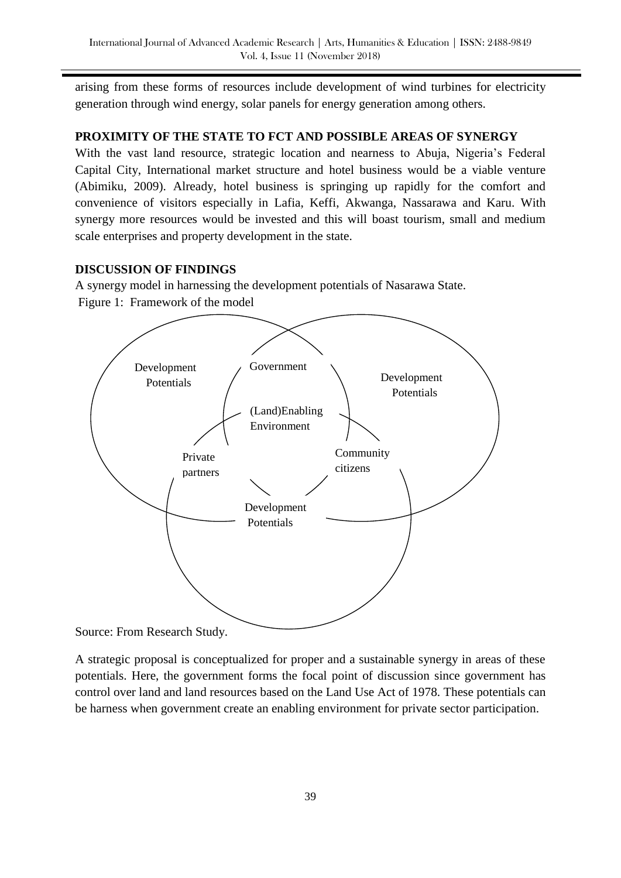arising from these forms of resources include development of wind turbines for electricity generation through wind energy, solar panels for energy generation among others.

## PROXIMITY OF THE STATE TO FCT AND POSSIBLE AREAS OF SYNERGY

With the vast land resource, strategic location and nearness to Abuja, Nigeria's Federal Capital City, International market structure and hotel business would be a viable venture (Abimiku, 2009). Already, hotel business is springing up rapidly for the comfort and convenience of visitors especially in Lafia, Keffi, Akwanga, Nassarawa and Karu. With synergy more resources would be invested and this will boast tourism, small and medium scale enterprises and property development in the state.

## DISCUSSION OF FINDINGS

A synergy model in harnessing the development potentials of Nasarawa State.

Figure 1: Framework of the model

Development Potentials

Government

Development Potentials

(Land)Enabling Environment

Private partners

Community citizens

Development Potentials

Source: From Research Study.

A strategic proposal is conceptualized for proper and a sustainable synergy in areas of these potentials. Here, the government forms the focal point of discussion since government has control over land and land resources based on the Land Use Act of 1978. These potentials can be harness when government create an enabling environment for private sector participation.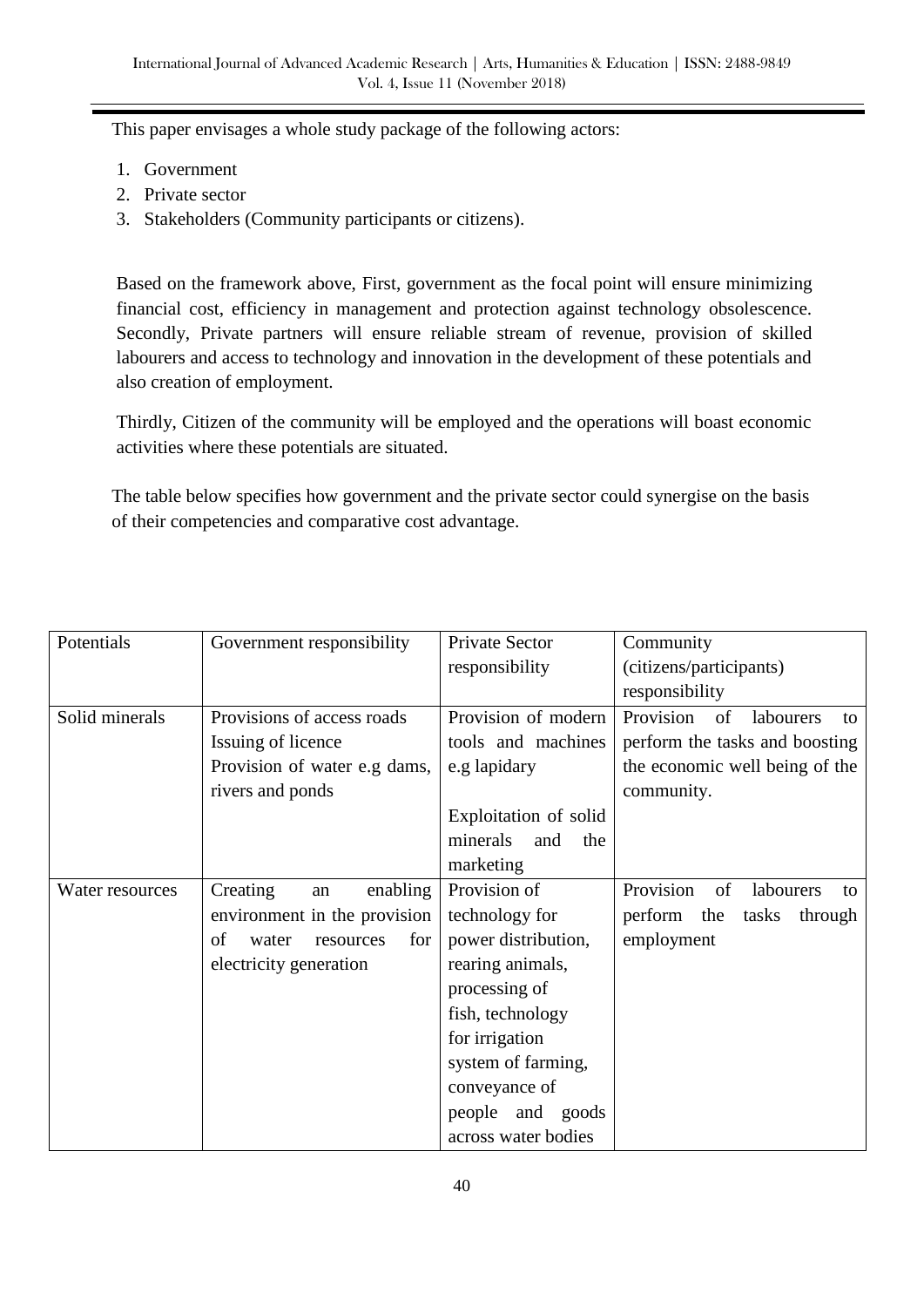This paper envisages a whole study package of the following actors:

1. Government
2. Private sector
3. Stakeholders (Community participants or citizens).

Based on the framework above, First, government as the focal point will ensure minimizing financial cost, efficiency in management and protection against technology obsolescence. Secondly, Private partners will ensure reliable stream of revenue, provision of skilled labourers and access to technology and innovation in the development of these potentials and also creation of employment.

Thirdly, Citizen of the community will be employed and the operations will boast economic activities where these potentials are situated.

The table below specifies how government and the private sector could synergise on the basis of their competencies and comparative cost advantage.

| Potentials | Government responsibility | Private Sector responsibility | Community (citizens/participants) responsibility |
| --- | --- | --- | --- |
| Solid minerals | Provisions of access roads<br>Issuing of licence<br>Provision of water e.g dams, rivers and ponds | Provision of modern tools and machines e.g lapidary<br><br>Exploitation of solid minerals and the marketing | Provision of labourers to perform the tasks and boosting the economic well being of the community. |
| Water resources | Creating an enabling environment in the provision of water resources for electricity generation | Provision of technology for power distribution, rearing animals, processing of fish, technology for irrigation system of farming, conveyance of people and goods across water bodies | Provision of labourers to perform the tasks through employment |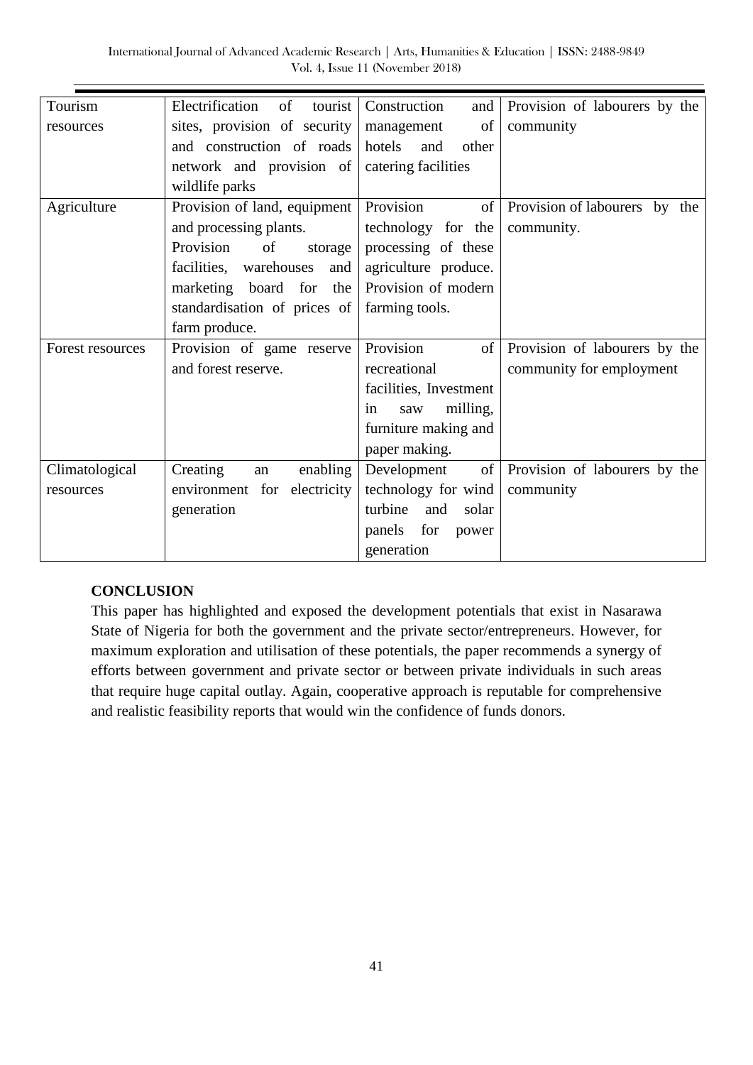| Tourism resources | Electrification of tourist sites, provision of security and construction of roads network and provision of wildlife parks | Construction and management of hotels and other catering facilities | Provision of labourers by the community |
|---|---|---|---|
| Agriculture | Provision of land, equipment and processing plants. Provision of storage facilities, warehouses and marketing board for the standardisation of prices of farm produce. | Provision of technology for the processing of these agriculture produce. Provision of modern farming tools. | Provision of labourers by the community. |
| Forest resources | Provision of game reserve and forest reserve. | Provision of recreational facilities, Investment in saw milling, furniture making and paper making. | Provision of labourers by the community for employment |
| Climatological resources | Creating an enabling environment for electricity generation | Development of technology for wind turbine and solar panels for power generation | Provision of labourers by the community |

**CONCLUSION**

This paper has highlighted and exposed the development potentials that exist in Nasarawa State of Nigeria for both the government and the private sector/entrepreneurs. However, for maximum exploration and utilisation of these potentials, the paper recommends a synergy of efforts between government and private sector or between private individuals in such areas that require huge capital outlay. Again, cooperative approach is reputable for comprehensive and realistic feasibility reports that would win the confidence of funds donors.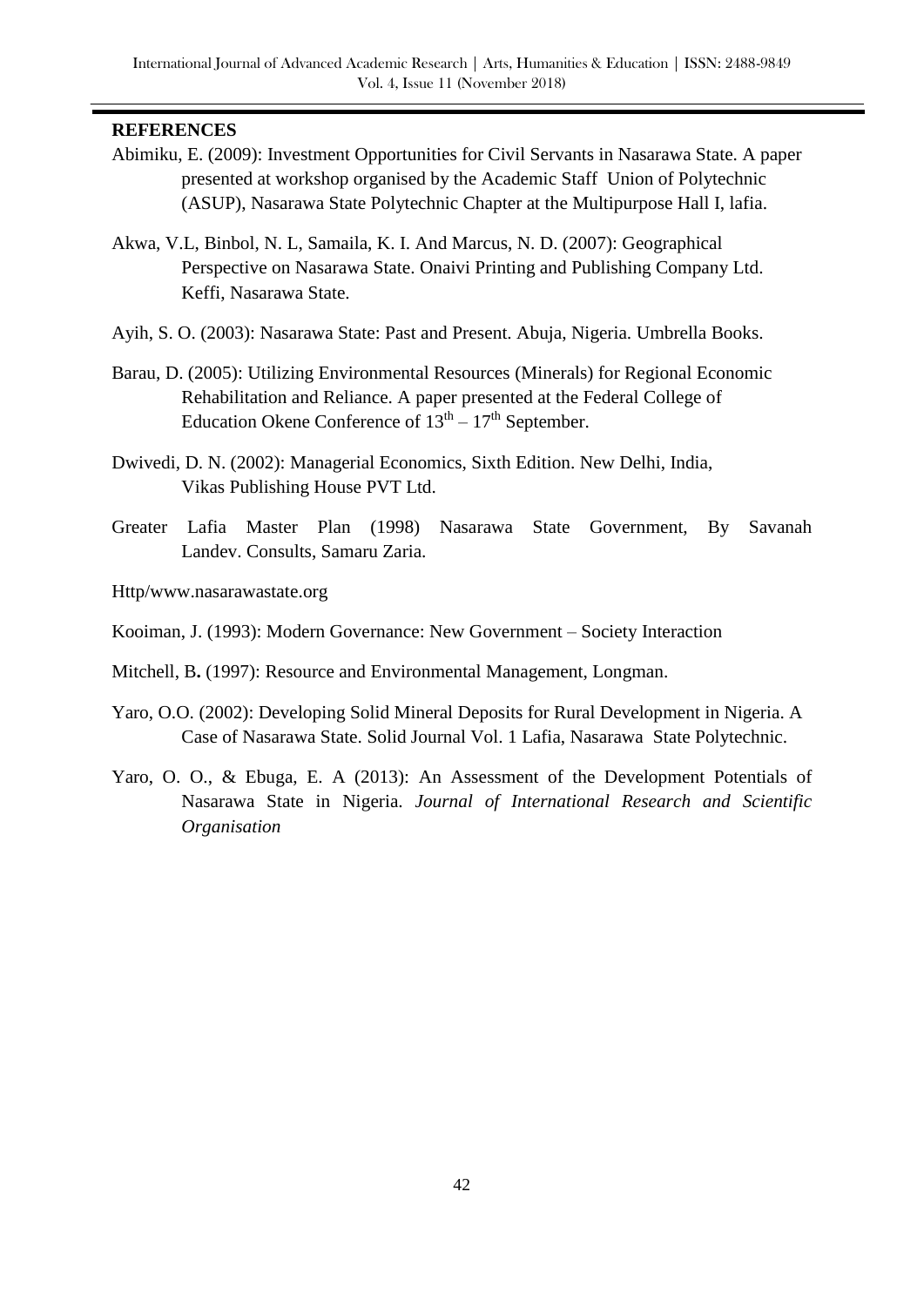## REFERENCES

Abimiku, E. (2009): Investment Opportunities for Civil Servants in Nasarawa State. A paper presented at workshop organised by the Academic Staff Union of Polytechnic (ASUP), Nasarawa State Polytechnic Chapter at the Multipurpose Hall I, lafia.

Akwa, V.L, Binbol, N. L, Samaila, K. I. And Marcus, N. D. (2007): Geographical Perspective on Nasarawa State. Onaivi Printing and Publishing Company Ltd. Keffi, Nasarawa State.

Ayih, S. O. (2003): Nasarawa State: Past and Present. Abuja, Nigeria. Umbrella Books.

Barau, D. (2005): Utilizing Environmental Resources (Minerals) for Regional Economic Rehabilitation and Reliance. A paper presented at the Federal College of Education Okene Conference of 13th – 17th September.

Dwivedi, D. N. (2002): Managerial Economics, Sixth Edition. New Delhi, India, Vikas Publishing House PVT Ltd.

Greater Lafia Master Plan (1998) Nasarawa State Government, By Savanah Landev. Consults, Samaru Zaria.

Http/www.nasarawastate.org

Kooiman, J. (1993): Modern Governance: New Government – Society Interaction

Mitchell, B**.** (1997): Resource and Environmental Management, Longman.

Yaro, O.O. (2002): Developing Solid Mineral Deposits for Rural Development in Nigeria. A Case of Nasarawa State. Solid Journal Vol. 1 Lafia, Nasarawa State Polytechnic.

Yaro, O. O., & Ebuga, E. A (2013): An Assessment of the Development Potentials of Nasarawa State in Nigeria. *Journal of International Research and Scientific Organisation*